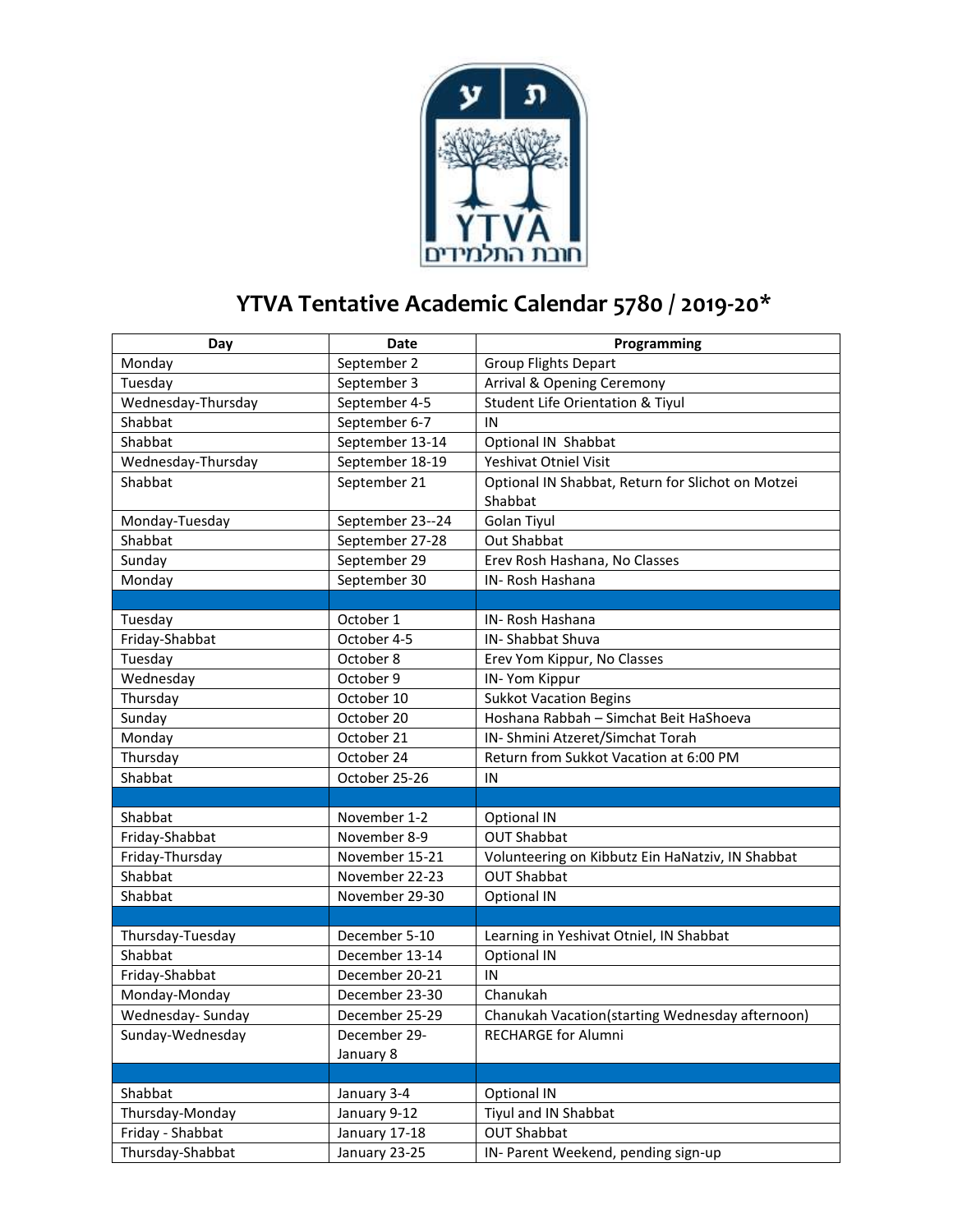# YTVA Tentative Academic Calendar 5780 / 2019-20*

| Day | Date | Programming |
|---|---|---|
| Monday | September 2 | Group Flights Depart |
| Tuesday | September 3 | Arrival & Opening Ceremony |
| Wednesday-Thursday | September 4-5 | Student Life Orientation & Tiyul |
| Shabbat | September 6-7 | IN |
| Shabbat | September 13-14 | Optional IN Shabbat |
| Wednesday-Thursday | September 18-19 | Yeshivat Otniel Visit |
| Shabbat | September 21 | Optional IN Shabbat, Return for Slichot on Motzei Shabbat |
| Monday-Tuesday | September 23--24 | Golan Tiyul |
| Shabbat | September 27-28 | Out Shabbat |
| Sunday | September 29 | Erev Rosh Hashana, No Classes |
| Monday | September 30 | IN- Rosh Hashana |
| | | |
| Tuesday | October 1 | IN- Rosh Hashana |
| Friday-Shabbat | October 4-5 | IN- Shabbat Shuva |
| Tuesday | October 8 | Erev Yom Kippur, No Classes |
| Wednesday | October 9 | IN- Yom Kippur |
| Thursday | October 10 | Sukkot Vacation Begins |
| Sunday | October 20 | Hoshana Rabbah – Simchat Beit HaShoeva |
| Monday | October 21 | IN- Shmini Atzeret/Simchat Torah |
| Thursday | October 24 | Return from Sukkot Vacation at 6:00 PM |
| Shabbat | October 25-26 | IN |
| | | |
| Shabbat | November 1-2 | Optional IN |
| Friday-Shabbat | November 8-9 | OUT Shabbat |
| Friday-Thursday | November 15-21 | Volunteering on Kibbutz Ein HaNatziv, IN Shabbat |
| Shabbat | November 22-23 | OUT Shabbat |
| Shabbat | November 29-30 | Optional IN |
| | | |
| Thursday-Tuesday | December 5-10 | Learning in Yeshivat Otniel, IN Shabbat |
| Shabbat | December 13-14 | Optional IN |
| Friday-Shabbat | December 20-21 | IN |
| Monday-Monday | December 23-30 | Chanukah |
| Wednesday- Sunday | December 25-29 | Chanukah Vacation(starting Wednesday afternoon) |
| Sunday-Wednesday | December 29-January 8 | RECHARGE for Alumni |
| | | |
| Shabbat | January 3-4 | Optional IN |
| Thursday-Monday | January 9-12 | Tiyul and IN Shabbat |
| Friday - Shabbat | January 17-18 | OUT Shabbat |
| Thursday-Shabbat | January 23-25 | IN- Parent Weekend, pending sign-up |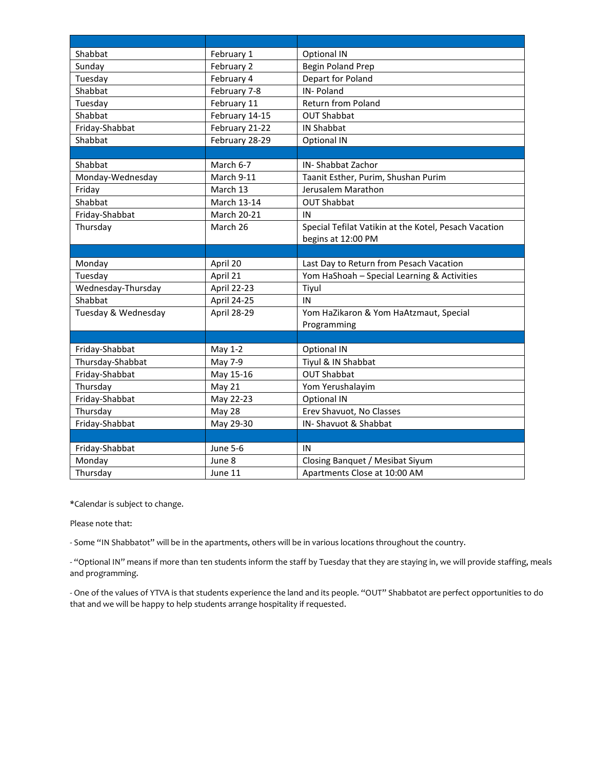| | | |
|---|---|---|
| Shabbat | February 1 | Optional IN |
| Sunday | February 2 | Begin Poland Prep |
| Tuesday | February 4 | Depart for Poland |
| Shabbat | February 7-8 | IN- Poland |
| Tuesday | February 11 | Return from Poland |
| Shabbat | February 14-15 | OUT Shabbat |
| Friday-Shabbat | February 21-22 | IN Shabbat |
| Shabbat | February 28-29 | Optional IN |
| | | |
| Shabbat | March 6-7 | IN- Shabbat Zachor |
| Monday-Wednesday | March 9-11 | Taanit Esther, Purim, Shushan Purim |
| Friday | March 13 | Jerusalem Marathon |
| Shabbat | March 13-14 | OUT Shabbat |
| Friday-Shabbat | March 20-21 | IN |
| Thursday | March 26 | Special Tefilat Vatikin at the Kotel, Pesach Vacation begins at 12:00 PM |
| | | |
| Monday | April 20 | Last Day to Return from Pesach Vacation |
| Tuesday | April 21 | Yom HaShoah – Special Learning & Activities |
| Wednesday-Thursday | April 22-23 | Tiyul |
| Shabbat | April 24-25 | IN |
| Tuesday & Wednesday | April 28-29 | Yom HaZikaron & Yom HaAtzmaut, Special Programming |
| | | |
| Friday-Shabbat | May 1-2 | Optional IN |
| Thursday-Shabbat | May 7-9 | Tiyul & IN Shabbat |
| Friday-Shabbat | May 15-16 | OUT Shabbat |
| Thursday | May 21 | Yom Yerushalayim |
| Friday-Shabbat | May 22-23 | Optional IN |
| Thursday | May 28 | Erev Shavuot, No Classes |
| Friday-Shabbat | May 29-30 | IN- Shavuot & Shabbat |
| | | |
| Friday-Shabbat | June 5-6 | IN |
| Monday | June 8 | Closing Banquet / Mesibat Siyum |
| Thursday | June 11 | Apartments Close at 10:00 AM |

*Calendar is subject to change.

Please note that:

- Some "IN Shabbatot" will be in the apartments, others will be in various locations throughout the country.

- "Optional IN" means if more than ten students inform the staff by Tuesday that they are staying in, we will provide staffing, meals and programming.

- One of the values of YTVA is that students experience the land and its people. "OUT" Shabbatot are perfect opportunities to do that and we will be happy to help students arrange hospitality if requested.